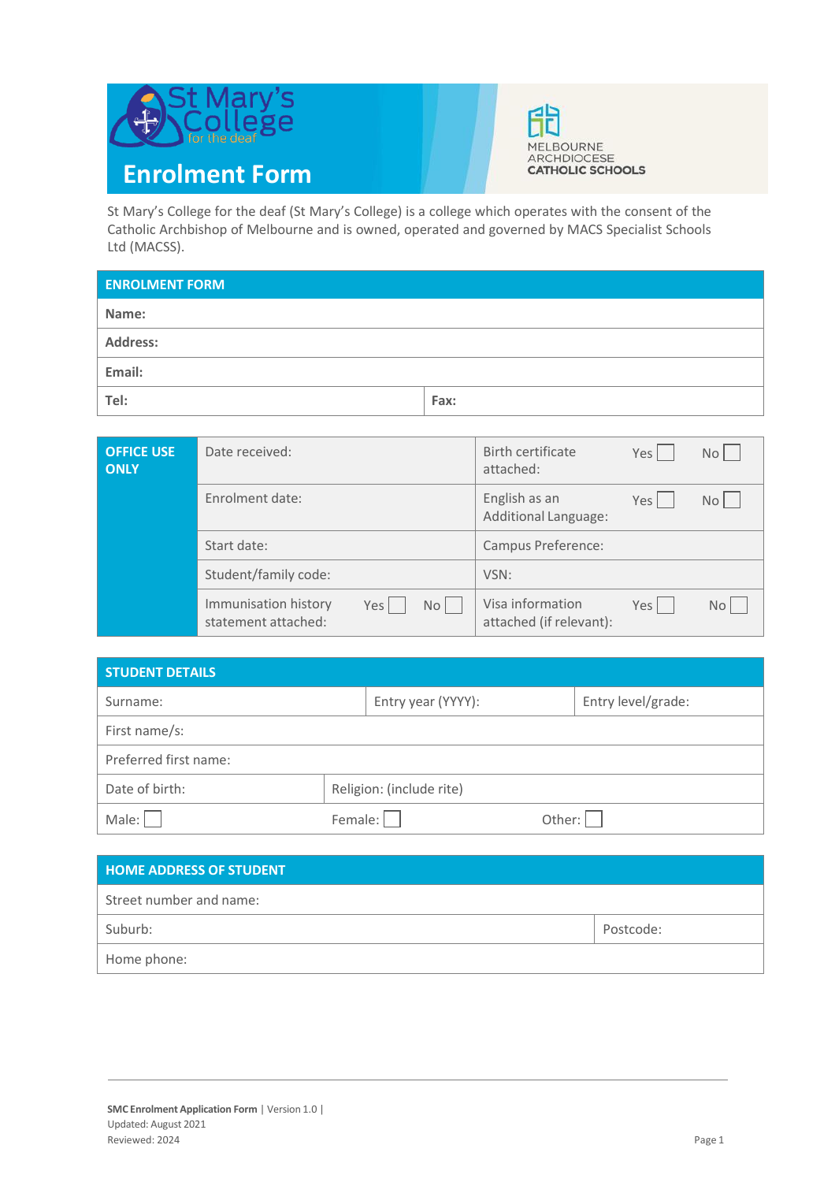# Enrolment Form

St Mary's College for the deaf (St Mary's College) is a college which operates with the consent of the Catholic Archbishop of Melbourne and is owned, operated and governed by MACS Specialist Schools Ltd (MACSS).

| ENROLMENT FORM | |
|---|---|
| **Name:** | |
| **Address:** | |
| **Email:** | |
| **Tel:** | **Fax:** |

| OFFICE USE ONLY | | |
|---|---|---|
| | Date received: | Birth certificate attached: Yes ☐ No ☐ |
| | Enrolment date: | English as an Additional Language: Yes ☐ No ☐ |
| | Start date: | Campus Preference: |
| | Student/family code: | VSN: |
| | Immunisation history statement attached: Yes ☐ No ☐ | Visa information attached (if relevant): Yes ☐ No ☐ |

| STUDENT DETAILS | | |
|---|---|---|
| Surname: | Entry year (YYYY): | Entry level/grade: |
| First name/s: | | |
| Preferred first name: | | |
| Date of birth: | Religion: (include rite) | |
| Male: ☐ | Female: ☐ | Other: ☐ |

| HOME ADDRESS OF STUDENT | |
|---|---|
| Street number and name: | |
| Suburb: | Postcode: |
| Home phone: | |

**SMC Enrolment Application Form** | Version 1.0 |
Updated: August 2021
Reviewed: 2024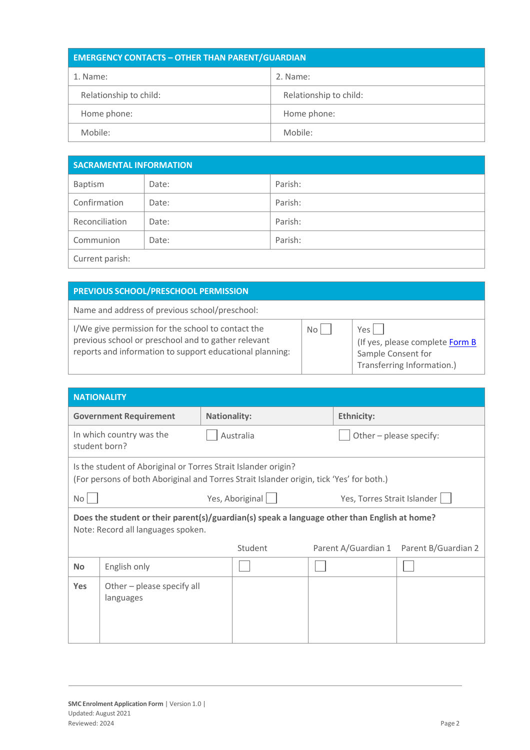| EMERGENCY CONTACTS – OTHER THAN PARENT/GUARDIAN | |
|---|---|
| 1. Name: | 2. Name: |
| Relationship to child: | Relationship to child: |
| Home phone: | Home phone: |
| Mobile: | Mobile: |

| SACRAMENTAL INFORMATION | | |
|---|---|---|
| Baptism | Date: | Parish: |
| Confirmation | Date: | Parish: |
| Reconciliation | Date: | Parish: |
| Communion | Date: | Parish: |
| Current parish: | | |

| PREVIOUS SCHOOL/PRESCHOOL PERMISSION | | |
|---|---|---|
| Name and address of previous school/preschool: | | |
| I/We give permission for the school to contact the previous school or preschool and to gather relevant reports and information to support educational planning: | No ☐ | Yes ☐ (If yes, please complete Form B Sample Consent for Transferring Information.) |

| NATIONALITY | | |
|---|---|---|
| **Government Requirement** | **Nationality:** | **Ethnicity:** |
| In which country was the student born? | ☐ Australia | ☐ Other – please specify: |
| Is the student of Aboriginal or Torres Strait Islander origin? (For persons of both Aboriginal and Torres Strait Islander origin, tick 'Yes' for both.) | | |
| No ☐ | Yes, Aboriginal ☐ | Yes, Torres Strait Islander ☐ |

**Does the student or their parent(s)/guardian(s) speak a language other than English at home?**
Note: Record all languages spoken.

| | | Student | Parent A/Guardian 1 | Parent B/Guardian 2 |
|---|---|---|---|---|
| **No** | English only | ☐ | ☐ | ☐ |
| **Yes** | Other – please specify all languages | | | |

**SMC Enrolment Application Form** | Version 1.0 |
Updated: August 2021
Reviewed: 2024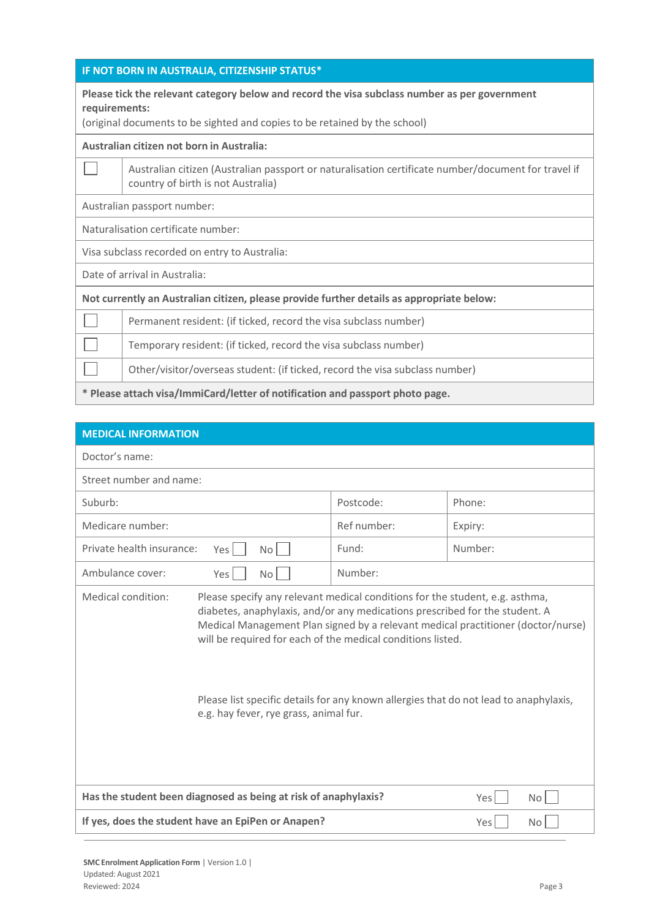## IF NOT BORN IN AUSTRALIA, CITIZENSHIP STATUS*

**Please tick the relevant category below and record the visa subclass number as per government requirements:**
(original documents to be sighted and copies to be retained by the school)

**Australian citizen not born in Australia:**

| | |
|---|---|
| ☐ | Australian citizen (Australian passport or naturalisation certificate number/document for travel if country of birth is not Australia) |

Australian passport number:

Naturalisation certificate number:

Visa subclass recorded on entry to Australia:

Date of arrival in Australia:

**Not currently an Australian citizen, please provide further details as appropriate below:**

| | |
|---|---|
| ☐ | Permanent resident: (if ticked, record the visa subclass number) |
| ☐ | Temporary resident: (if ticked, record the visa subclass number) |
| ☐ | Other/visitor/overseas student: (if ticked, record the visa subclass number) |

*** Please attach visa/ImmiCard/letter of notification and passport photo page.**

## MEDICAL INFORMATION

Doctor's name:

Street number and name:

| | | |
|---|---|---|
| Suburb: | Postcode: | Phone: |
| Medicare number: | Ref number: | Expiry: |
| Private health insurance: Yes ☐ No ☐ | Fund: | Number: |
| Ambulance cover: Yes ☐ No ☐ | Number: | |

Medical condition: Please specify any relevant medical conditions for the student, e.g. asthma, diabetes, anaphylaxis, and/or any medications prescribed for the student. A Medical Management Plan signed by a relevant medical practitioner (doctor/nurse) will be required for each of the medical conditions listed.

Please list specific details for any known allergies that do not lead to anaphylaxis, e.g. hay fever, rye grass, animal fur.

| | |
|---|---|
| **Has the student been diagnosed as being at risk of anaphylaxis?** | Yes ☐ No ☐ |
| **If yes, does the student have an EpiPen or Anapen?** | Yes ☐ No ☐ |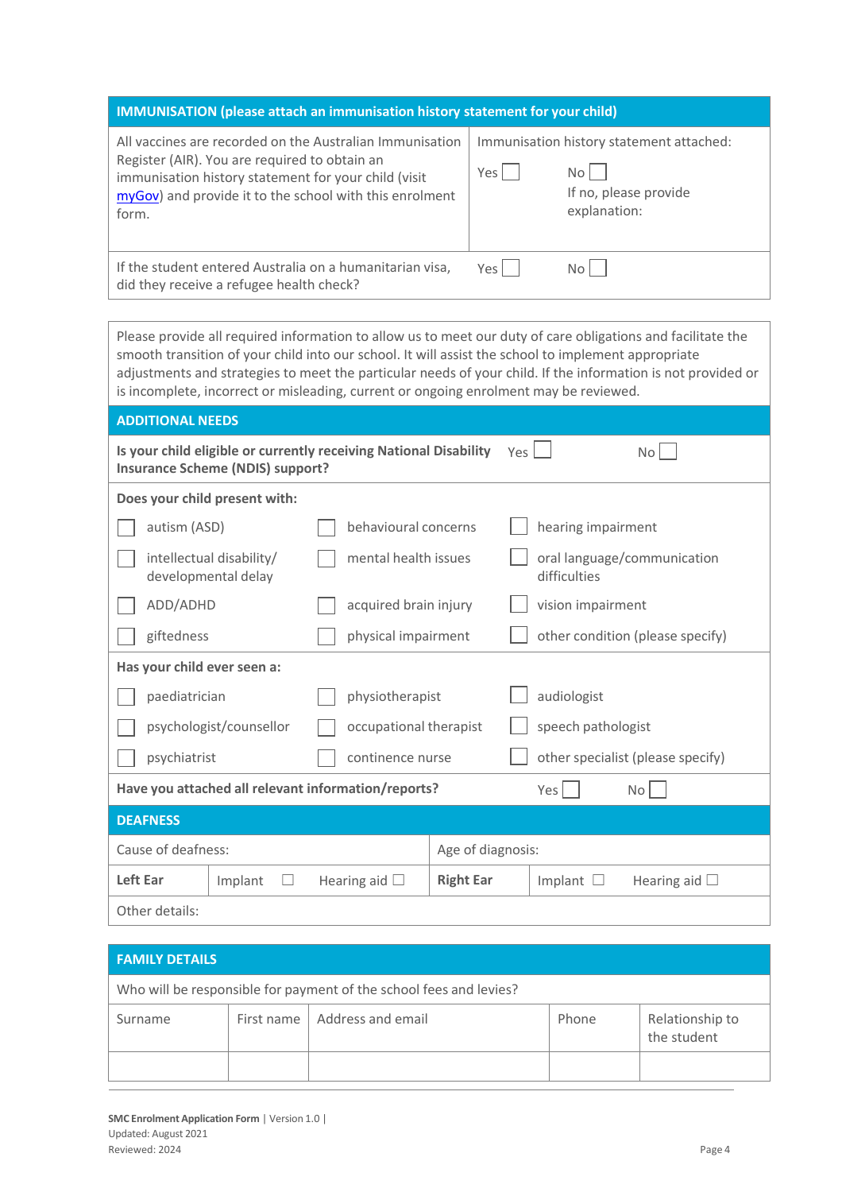| IMMUNISATION (please attach an immunisation history statement for your child) | |
|---|---|
| All vaccines are recorded on the Australian Immunisation Register (AIR). You are required to obtain an immunisation history statement for your child (visit [myGov]) and provide it to the school with this enrolment form. | Immunisation history statement attached:<br>Yes ☐ No ☐<br>If no, please provide explanation: |
| If the student entered Australia on a humanitarian visa, did they receive a refugee health check? | Yes ☐ No ☐ |

Please provide all required information to allow us to meet our duty of care obligations and facilitate the smooth transition of your child into our school. It will assist the school to implement appropriate adjustments and strategies to meet the particular needs of your child. If the information is not provided or is incomplete, incorrect or misleading, current or ongoing enrolment may be reviewed.

## ADDITIONAL NEEDS

**Is your child eligible or currently receiving National Disability Insurance Scheme (NDIS) support?** Yes ☐ No ☐

**Does your child present with:**

| | | |
|---|---|---|
| ☐ autism (ASD) | ☐ behavioural concerns | ☐ hearing impairment |
| ☐ intellectual disability/ developmental delay | ☐ mental health issues | ☐ oral language/communication difficulties |
| ☐ ADD/ADHD | ☐ acquired brain injury | ☐ vision impairment |
| ☐ giftedness | ☐ physical impairment | ☐ other condition (please specify) |

**Has your child ever seen a:**

| | | |
|---|---|---|
| ☐ paediatrician | ☐ physiotherapist | ☐ audiologist |
| ☐ psychologist/counsellor | ☐ occupational therapist | ☐ speech pathologist |
| ☐ psychiatrist | ☐ continence nurse | ☐ other specialist (please specify) |

**Have you attached all relevant information/reports?** Yes ☐ No ☐

## DEAFNESS

| Cause of deafness: | | | Age of diagnosis: | | |
|---|---|---|---|---|---|
| **Left Ear** | Implant ☐ | Hearing aid ☐ | **Right Ear** | Implant ☐ | Hearing aid ☐ |
| Other details: | | | | | |

## FAMILY DETAILS

Who will be responsible for payment of the school fees and levies?

| Surname | First name | Address and email | Phone | Relationship to the student |
|---|---|---|---|---|
| | | | | |

**SMC Enrolment Application Form** | Version 1.0 |
Updated: August 2021
Reviewed: 2024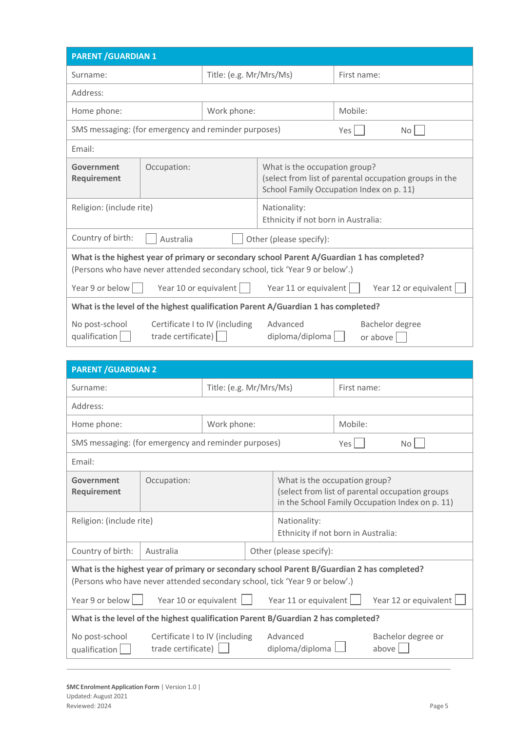| PARENT /GUARDIAN 1 | | |
|---|---|---|
| Surname: | Title: (e.g. Mr/Mrs/Ms) | First name: |
| Address: | | |
| Home phone: | Work phone: | Mobile: |
| SMS messaging: (for emergency and reminder purposes) | Yes ☐ | No ☐ |
| Email: | | |
| **Government Requirement** | Occupation: | What is the occupation group? (select from list of parental occupation groups in the School Family Occupation Index on p. 11) |
| Religion: (include rite) | | Nationality: Ethnicity if not born in Australia: |
| Country of birth: | ☐ Australia | ☐ Other (please specify): |
| **What is the highest year of primary or secondary school Parent A/Guardian 1 has completed?** (Persons who have never attended secondary school, tick 'Year 9 or below'.) | | |
| Year 9 or below ☐ Year 10 or equivalent ☐ | Year 11 or equivalent ☐ | Year 12 or equivalent ☐ |
| **What is the level of the highest qualification Parent A/Guardian 1 has completed?** | | |
| No post-school qualification ☐ Certificate I to IV (including trade certificate) ☐ | Advanced diploma/diploma ☐ | Bachelor degree or above ☐ |

| PARENT /GUARDIAN 2 | | |
|---|---|---|
| Surname: | Title: (e.g. Mr/Mrs/Ms) | First name: |
| Address: | | |
| Home phone: | Work phone: | Mobile: |
| SMS messaging: (for emergency and reminder purposes) | Yes ☐ | No ☐ |
| Email: | | |
| **Government Requirement** | Occupation: | What is the occupation group? (select from list of parental occupation groups in the School Family Occupation Index on p. 11) |
| Religion: (include rite) | | Nationality: Ethnicity if not born in Australia: |
| Country of birth: | Australia | Other (please specify): |
| **What is the highest year of primary or secondary school Parent B/Guardian 2 has completed?** (Persons who have never attended secondary school, tick 'Year 9 or below'.) | | |
| Year 9 or below ☐ Year 10 or equivalent ☐ | Year 11 or equivalent ☐ | Year 12 or equivalent ☐ |
| **What is the level of the highest qualification Parent B/Guardian 2 has completed?** | | |
| No post-school qualification ☐ Certificate I to IV (including trade certificate) ☐ | Advanced diploma/diploma ☐ | Bachelor degree or above ☐ |

**SMC Enrolment Application Form** | Version 1.0 |
Updated: August 2021
Reviewed: 2024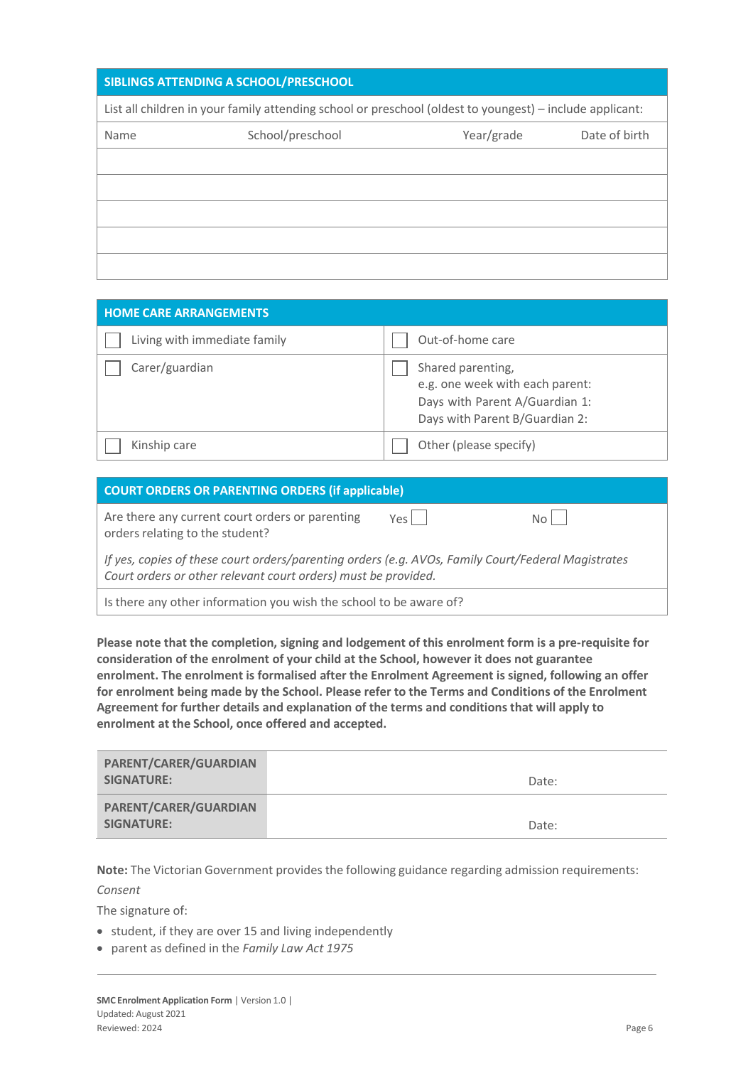| SIBLINGS ATTENDING A SCHOOL/PRESCHOOL | | | |
|---|---|---|---|
| List all children in your family attending school or preschool (oldest to youngest) – include applicant: | | | |
| Name | School/preschool | Year/grade | Date of birth |
| | | | |
| | | | |
| | | | |
| | | | |
| | | | |

| HOME CARE ARRANGEMENTS | |
|---|---|
| ☐ Living with immediate family | ☐ Out-of-home care |
| ☐ Carer/guardian | ☐ Shared parenting, e.g. one week with each parent: Days with Parent A/Guardian 1: Days with Parent B/Guardian 2: |
| ☐ Kinship care | ☐ Other (please specify) |

| COURT ORDERS OR PARENTING ORDERS (if applicable) | | |
|---|---|---|
| Are there any current court orders or parenting orders relating to the student? | Yes ☐ | No ☐ |
| *If yes, copies of these court orders/parenting orders (e.g. AVOs, Family Court/Federal Magistrates Court orders or other relevant court orders) must be provided.* | | |
| Is there any other information you wish the school to be aware of? | | |

**Please note that the completion, signing and lodgement of this enrolment form is a pre-requisite for consideration of the enrolment of your child at the School, however it does not guarantee enrolment. The enrolment is formalised after the Enrolment Agreement is signed, following an offer for enrolment being made by the School. Please refer to the Terms and Conditions of the Enrolment Agreement for further details and explanation of the terms and conditions that will apply to enrolment at the School, once offered and accepted.**

| PARENT/CARER/GUARDIAN SIGNATURE: | | Date: |
|---|---|---|
| **PARENT/CARER/GUARDIAN SIGNATURE:** | | Date: |

**Note:** The Victorian Government provides the following guidance regarding admission requirements:

*Consent*

The signature of:

- student, if they are over 15 and living independently
- parent as defined in the *Family Law Act 1975*

**SMC Enrolment Application Form** | Version 1.0 |
Updated: August 2021
Reviewed: 2024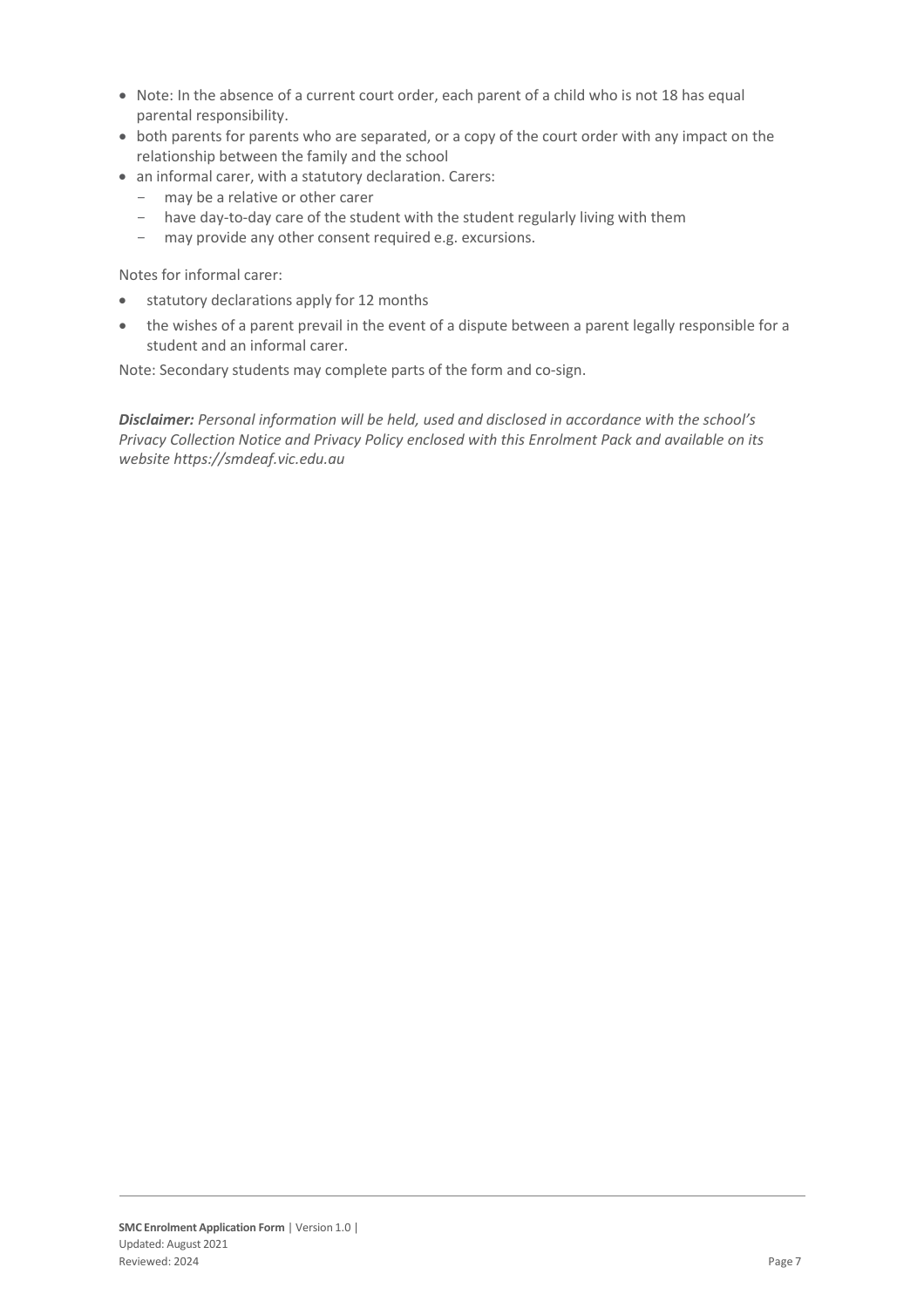- Note: In the absence of a current court order, each parent of a child who is not 18 has equal parental responsibility.
- both parents for parents who are separated, or a copy of the court order with any impact on the relationship between the family and the school
- an informal carer, with a statutory declaration. Carers:
  - may be a relative or other carer
  - have day-to-day care of the student with the student regularly living with them
  - may provide any other consent required e.g. excursions.

Notes for informal carer:

- statutory declarations apply for 12 months
- the wishes of a parent prevail in the event of a dispute between a parent legally responsible for a student and an informal carer.

Note: Secondary students may complete parts of the form and co-sign.

***Disclaimer:*** *Personal information will be held, used and disclosed in accordance with the school's Privacy Collection Notice and Privacy Policy enclosed with this Enrolment Pack and available on its website https://smdeaf.vic.edu.au*